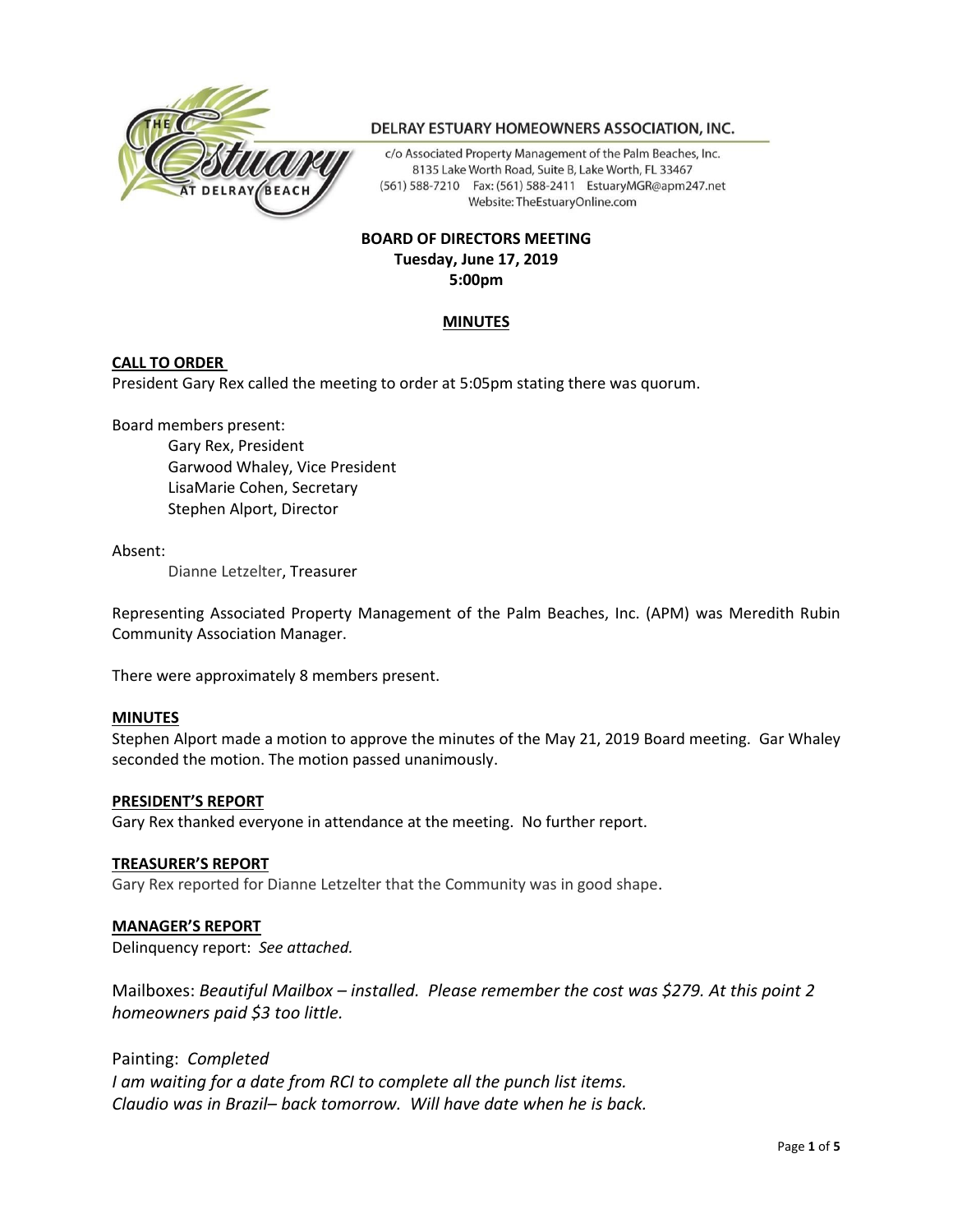DELRAY ESTUARY HOMEOWNERS ASSOCIATION, INC.

c/o Associated Property Management of the Palm Beaches, Inc.
8135 Lake Worth Road, Suite B, Lake Worth, FL 33467
(561) 588-7210 Fax: (561) 588-2411 EstuaryMGR@apm247.net
Website: TheEstuaryOnline.com

**BOARD OF DIRECTORS MEETING**
**Tuesday, June 17, 2019**
**5:00pm**

## MINUTES

**CALL TO ORDER**

President Gary Rex called the meeting to order at 5:05pm stating there was quorum.

Board members present:

Gary Rex, President
Garwood Whaley, Vice President
LisaMarie Cohen, Secretary
Stephen Alport, Director

Absent:

Dianne Letzelter, Treasurer

Representing Associated Property Management of the Palm Beaches, Inc. (APM) was Meredith Rubin Community Association Manager.

There were approximately 8 members present.

**MINUTES**

Stephen Alport made a motion to approve the minutes of the May 21, 2019 Board meeting. Gar Whaley seconded the motion. The motion passed unanimously.

**PRESIDENT'S REPORT**

Gary Rex thanked everyone in attendance at the meeting. No further report.

**TREASURER'S REPORT**

Gary Rex reported for Dianne Letzelter that the Community was in good shape.

**MANAGER'S REPORT**

Delinquency report: *See attached.*

Mailboxes: *Beautiful Mailbox – installed. Please remember the cost was $279. At this point 2 homeowners paid $3 too little.*

Painting: *Completed*
*I am waiting for a date from RCI to complete all the punch list items.*
*Claudio was in Brazil– back tomorrow. Will have date when he is back.*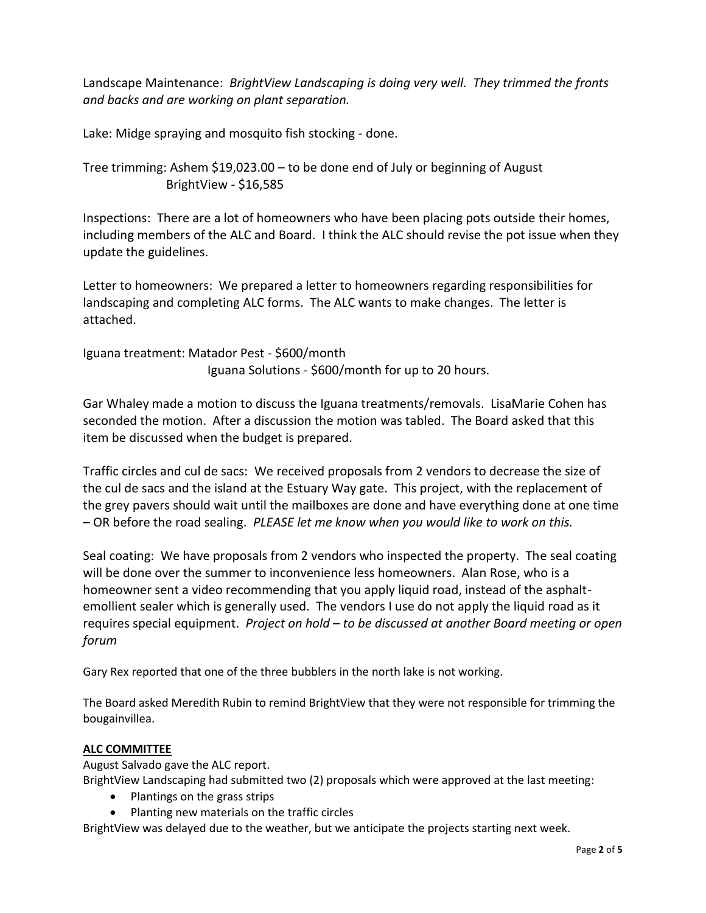Landscape Maintenance: *BrightView Landscaping is doing very well. They trimmed the fronts and backs and are working on plant separation.*

Lake: Midge spraying and mosquito fish stocking - done.

Tree trimming: Ashem $19,023.00 – to be done end of July or beginning of August
BrightView - $16,585

Inspections: There are a lot of homeowners who have been placing pots outside their homes, including members of the ALC and Board. I think the ALC should revise the pot issue when they update the guidelines.

Letter to homeowners: We prepared a letter to homeowners regarding responsibilities for landscaping and completing ALC forms. The ALC wants to make changes. The letter is attached.

Iguana treatment: Matador Pest - $600/month
Iguana Solutions - $600/month for up to 20 hours.

Gar Whaley made a motion to discuss the Iguana treatments/removals. LisaMarie Cohen has seconded the motion. After a discussion the motion was tabled. The Board asked that this item be discussed when the budget is prepared.

Traffic circles and cul de sacs: We received proposals from 2 vendors to decrease the size of the cul de sacs and the island at the Estuary Way gate. This project, with the replacement of the grey pavers should wait until the mailboxes are done and have everything done at one time – OR before the road sealing. *PLEASE let me know when you would like to work on this.*

Seal coating: We have proposals from 2 vendors who inspected the property. The seal coating will be done over the summer to inconvenience less homeowners. Alan Rose, who is a homeowner sent a video recommending that you apply liquid road, instead of the asphalt-emollient sealer which is generally used. The vendors I use do not apply the liquid road as it requires special equipment. *Project on hold – to be discussed at another Board meeting or open forum*

Gary Rex reported that one of the three bubblers in the north lake is not working.

The Board asked Meredith Rubin to remind BrightView that they were not responsible for trimming the bougainvillea.

**ALC COMMITTEE**

August Salvado gave the ALC report.
BrightView Landscaping had submitted two (2) proposals which were approved at the last meeting:

- Plantings on the grass strips
- Planting new materials on the traffic circles

BrightView was delayed due to the weather, but we anticipate the projects starting next week.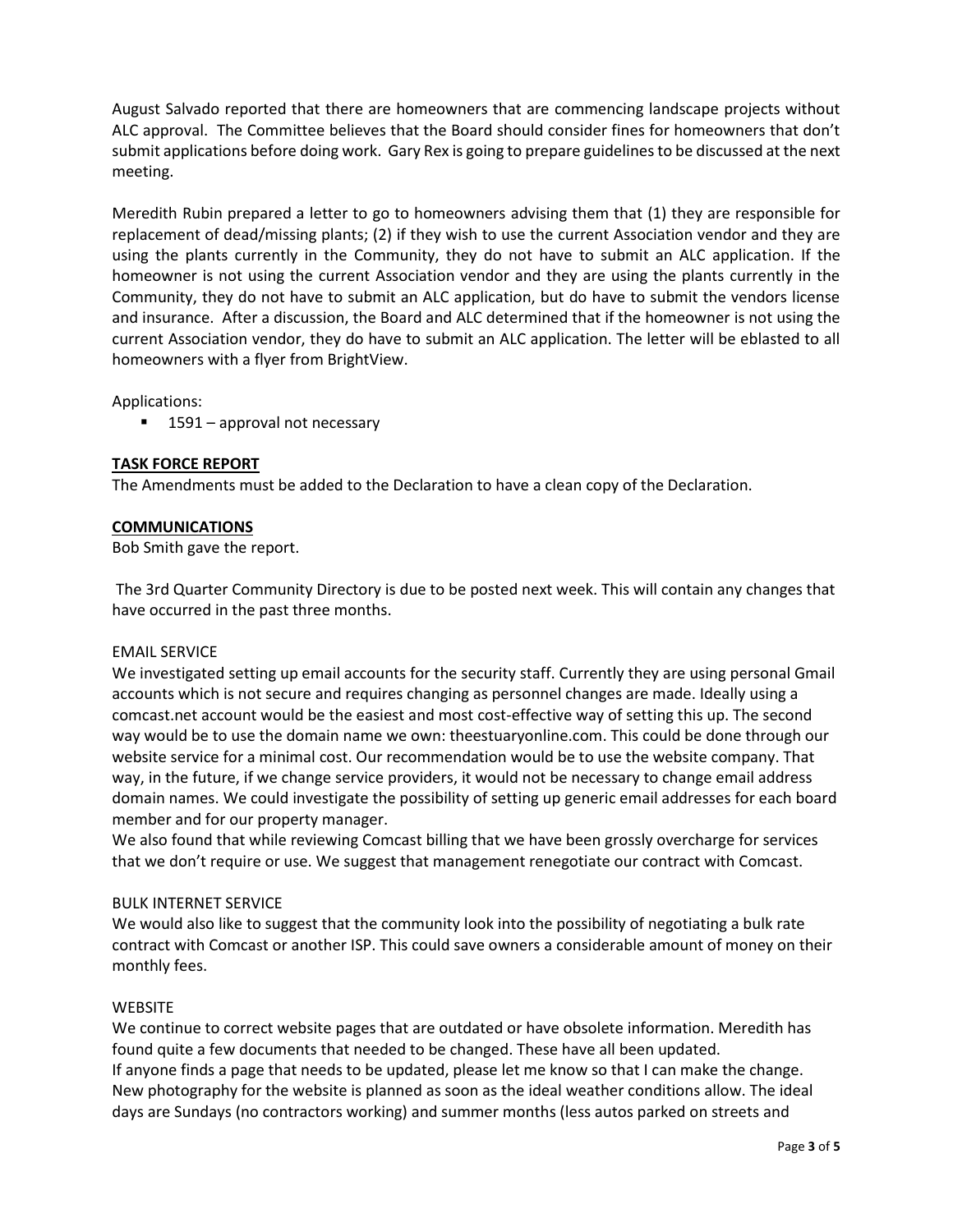August Salvado reported that there are homeowners that are commencing landscape projects without ALC approval. The Committee believes that the Board should consider fines for homeowners that don't submit applications before doing work. Gary Rex is going to prepare guidelines to be discussed at the next meeting.

Meredith Rubin prepared a letter to go to homeowners advising them that (1) they are responsible for replacement of dead/missing plants; (2) if they wish to use the current Association vendor and they are using the plants currently in the Community, they do not have to submit an ALC application. If the homeowner is not using the current Association vendor and they are using the plants currently in the Community, they do not have to submit an ALC application, but do have to submit the vendors license and insurance. After a discussion, the Board and ALC determined that if the homeowner is not using the current Association vendor, they do have to submit an ALC application. The letter will be eblasted to all homeowners with a flyer from BrightView.

Applications:

- 1591 – approval not necessary

**TASK FORCE REPORT**

The Amendments must be added to the Declaration to have a clean copy of the Declaration.

**COMMUNICATIONS**

Bob Smith gave the report.

The 3rd Quarter Community Directory is due to be posted next week. This will contain any changes that have occurred in the past three months.

EMAIL SERVICE

We investigated setting up email accounts for the security staff. Currently they are using personal Gmail accounts which is not secure and requires changing as personnel changes are made. Ideally using a comcast.net account would be the easiest and most cost-effective way of setting this up. The second way would be to use the domain name we own: theestuaryonline.com. This could be done through our website service for a minimal cost. Our recommendation would be to use the website company. That way, in the future, if we change service providers, it would not be necessary to change email address domain names. We could investigate the possibility of setting up generic email addresses for each board member and for our property manager.

We also found that while reviewing Comcast billing that we have been grossly overcharge for services that we don't require or use. We suggest that management renegotiate our contract with Comcast.

BULK INTERNET SERVICE

We would also like to suggest that the community look into the possibility of negotiating a bulk rate contract with Comcast or another ISP. This could save owners a considerable amount of money on their monthly fees.

WEBSITE

We continue to correct website pages that are outdated or have obsolete information. Meredith has found quite a few documents that needed to be changed. These have all been updated.

If anyone finds a page that needs to be updated, please let me know so that I can make the change.

New photography for the website is planned as soon as the ideal weather conditions allow. The ideal days are Sundays (no contractors working) and summer months (less autos parked on streets and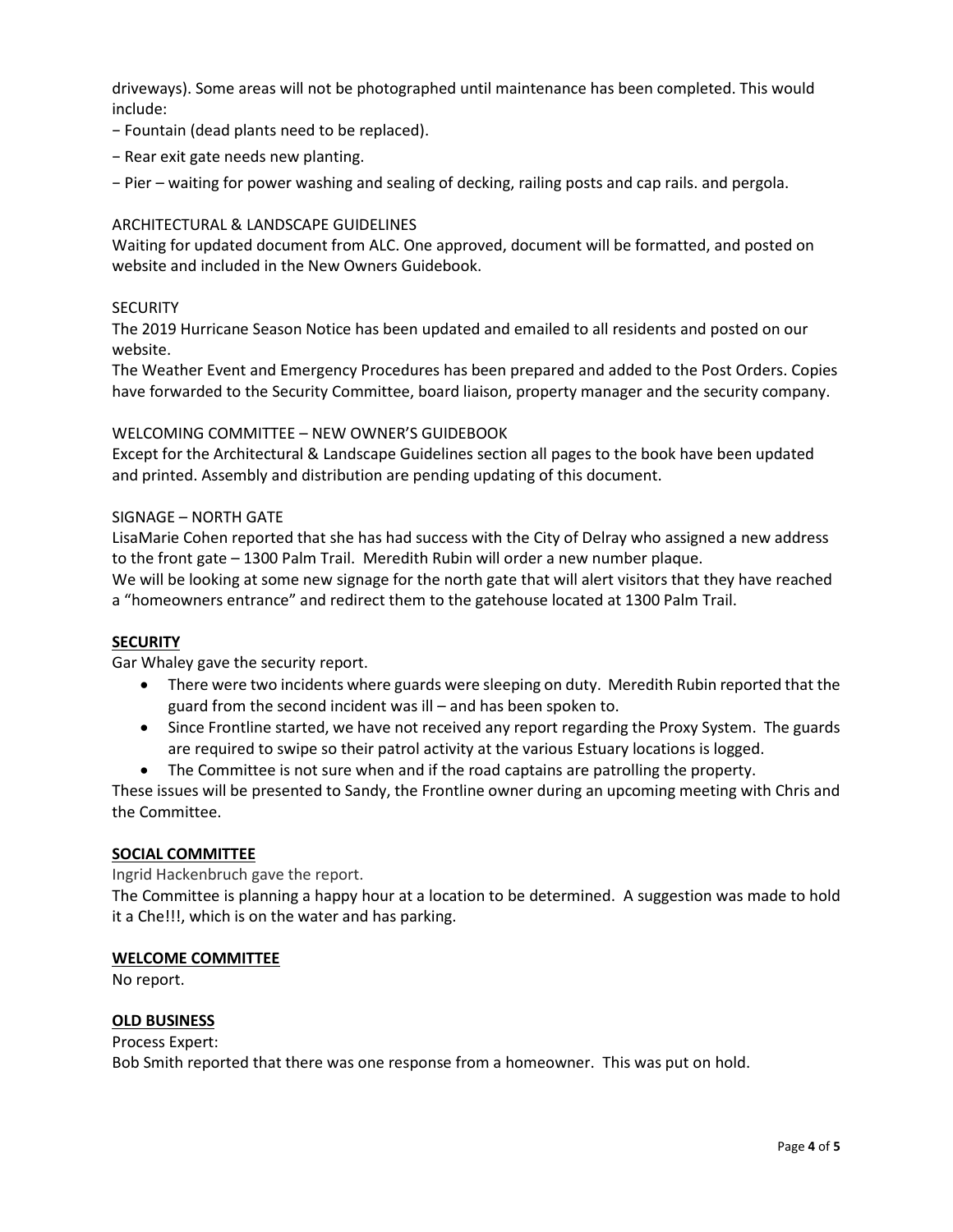driveways). Some areas will not be photographed until maintenance has been completed. This would include:

− Fountain (dead plants need to be replaced).

− Rear exit gate needs new planting.

− Pier – waiting for power washing and sealing of decking, railing posts and cap rails. and pergola.

ARCHITECTURAL & LANDSCAPE GUIDELINES

Waiting for updated document from ALC. One approved, document will be formatted, and posted on website and included in the New Owners Guidebook.

SECURITY

The 2019 Hurricane Season Notice has been updated and emailed to all residents and posted on our website.

The Weather Event and Emergency Procedures has been prepared and added to the Post Orders. Copies have forwarded to the Security Committee, board liaison, property manager and the security company.

WELCOMING COMMITTEE – NEW OWNER'S GUIDEBOOK

Except for the Architectural & Landscape Guidelines section all pages to the book have been updated and printed. Assembly and distribution are pending updating of this document.

SIGNAGE – NORTH GATE

LisaMarie Cohen reported that she has had success with the City of Delray who assigned a new address to the front gate – 1300 Palm Trail. Meredith Rubin will order a new number plaque.

We will be looking at some new signage for the north gate that will alert visitors that they have reached a "homeowners entrance" and redirect them to the gatehouse located at 1300 Palm Trail.

**SECURITY**

Gar Whaley gave the security report.

- There were two incidents where guards were sleeping on duty. Meredith Rubin reported that the guard from the second incident was ill – and has been spoken to.
- Since Frontline started, we have not received any report regarding the Proxy System. The guards are required to swipe so their patrol activity at the various Estuary locations is logged.
- The Committee is not sure when and if the road captains are patrolling the property.

These issues will be presented to Sandy, the Frontline owner during an upcoming meeting with Chris and the Committee.

**SOCIAL COMMITTEE**

Ingrid Hackenbruch gave the report.

The Committee is planning a happy hour at a location to be determined. A suggestion was made to hold it a Che!!!, which is on the water and has parking.

**WELCOME COMMITTEE**

No report.

**OLD BUSINESS**

Process Expert:

Bob Smith reported that there was one response from a homeowner. This was put on hold.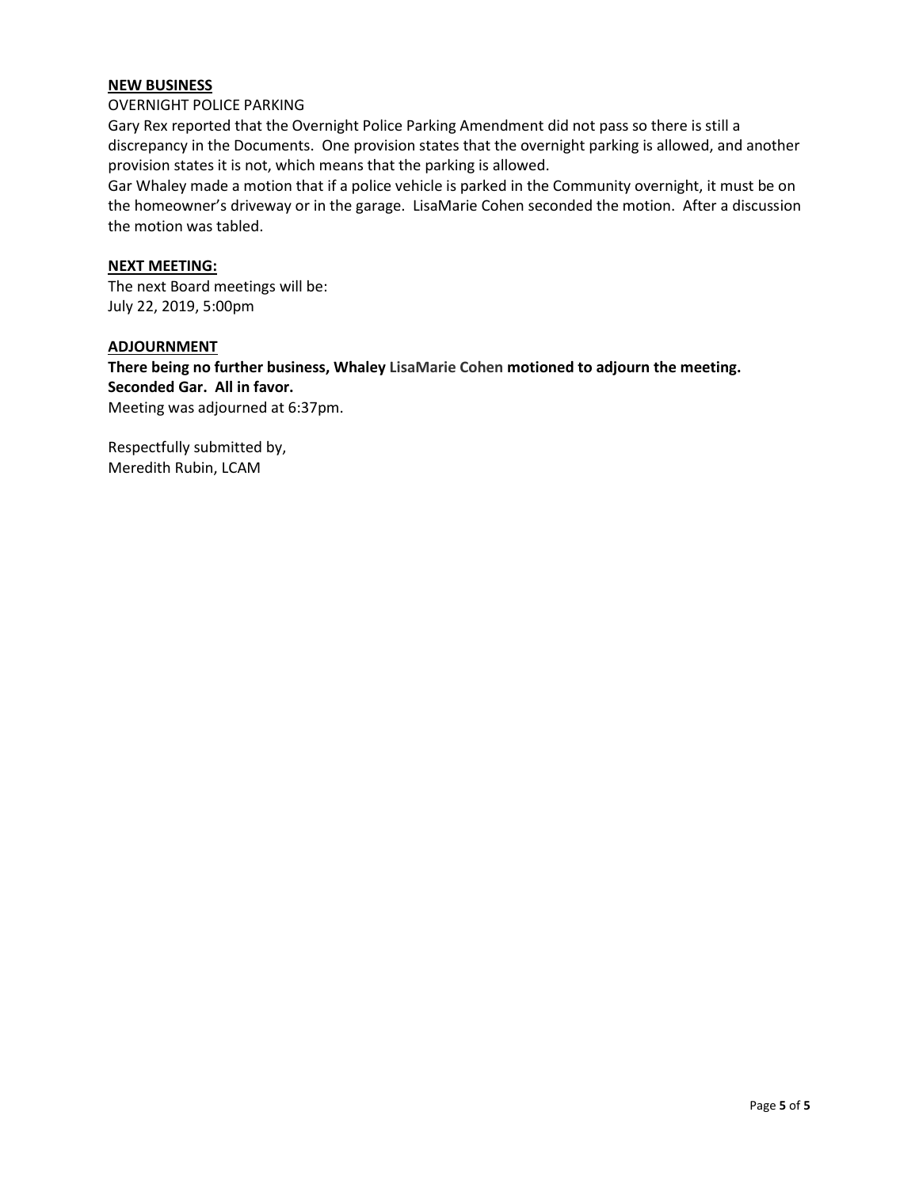**NEW BUSINESS**

OVERNIGHT POLICE PARKING

Gary Rex reported that the Overnight Police Parking Amendment did not pass so there is still a discrepancy in the Documents. One provision states that the overnight parking is allowed, and another provision states it is not, which means that the parking is allowed.

Gar Whaley made a motion that if a police vehicle is parked in the Community overnight, it must be on the homeowner's driveway or in the garage. LisaMarie Cohen seconded the motion. After a discussion the motion was tabled.

**NEXT MEETING:**

The next Board meetings will be:
July 22, 2019, 5:00pm

**ADJOURNMENT**

**There being no further business, Whaley LisaMarie Cohen motioned to adjourn the meeting. Seconded Gar. All in favor.**

Meeting was adjourned at 6:37pm.

Respectfully submitted by,
Meredith Rubin, LCAM